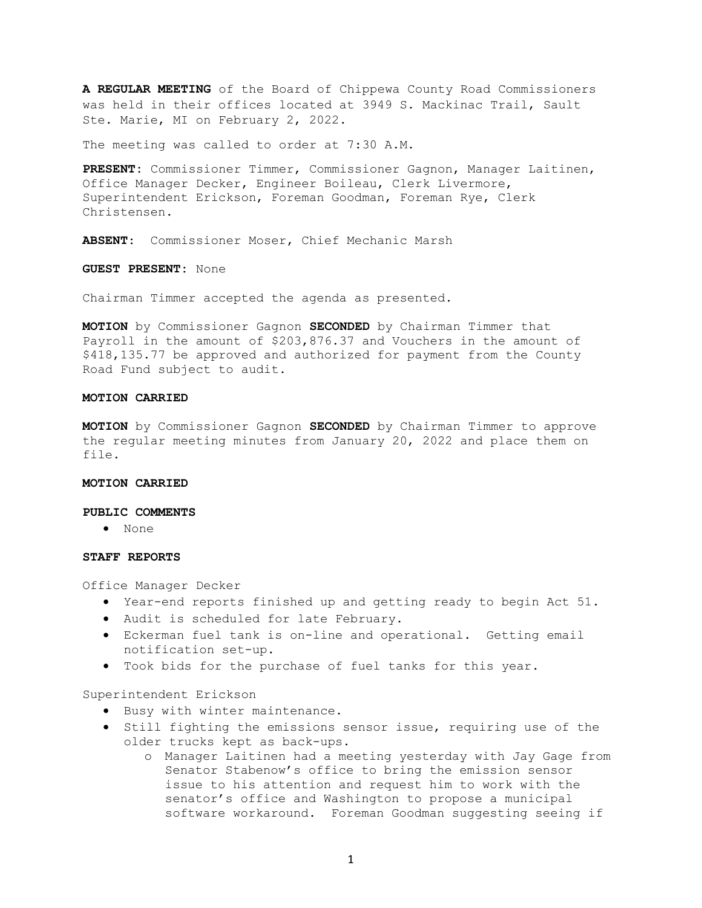**A REGULAR MEETING** of the Board of Chippewa County Road Commissioners was held in their offices located at 3949 S. Mackinac Trail, Sault Ste. Marie, MI on February 2, 2022.

The meeting was called to order at 7:30 A.M.

**PRESENT:** Commissioner Timmer, Commissioner Gagnon, Manager Laitinen, Office Manager Decker, Engineer Boileau, Clerk Livermore, Superintendent Erickson, Foreman Goodman, Foreman Rye, Clerk Christensen.

**ABSENT:** Commissioner Moser, Chief Mechanic Marsh

**GUEST PRESENT:** None

Chairman Timmer accepted the agenda as presented.

**MOTION** by Commissioner Gagnon **SECONDED** by Chairman Timmer that Payroll in the amount of $203,876.37 and Vouchers in the amount of $418,135.77 be approved and authorized for payment from the County Road Fund subject to audit.

**MOTION CARRIED**

**MOTION** by Commissioner Gagnon **SECONDED** by Chairman Timmer to approve the regular meeting minutes from January 20, 2022 and place them on file.

**MOTION CARRIED**

**PUBLIC COMMENTS**

- None

**STAFF REPORTS**

Office Manager Decker

- Year-end reports finished up and getting ready to begin Act 51.
- Audit is scheduled for late February.
- Eckerman fuel tank is on-line and operational. Getting email notification set-up.
- Took bids for the purchase of fuel tanks for this year.

Superintendent Erickson

- Busy with winter maintenance.
- Still fighting the emissions sensor issue, requiring use of the older trucks kept as back-ups.
  - Manager Laitinen had a meeting yesterday with Jay Gage from Senator Stabenow's office to bring the emission sensor issue to his attention and request him to work with the senator's office and Washington to propose a municipal software workaround. Foreman Goodman suggesting seeing if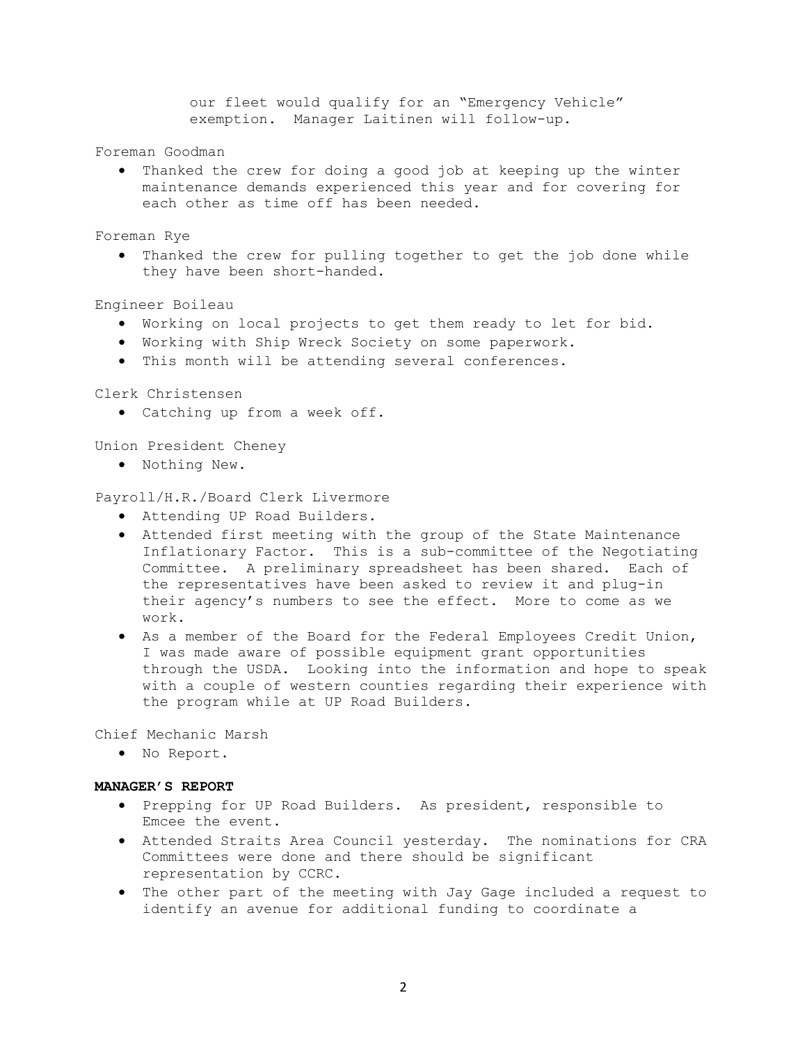our fleet would qualify for an "Emergency Vehicle" exemption. Manager Laitinen will follow-up.

Foreman Goodman

- Thanked the crew for doing a good job at keeping up the winter maintenance demands experienced this year and for covering for each other as time off has been needed.

Foreman Rye

- Thanked the crew for pulling together to get the job done while they have been short-handed.

Engineer Boileau

- Working on local projects to get them ready to let for bid.
- Working with Ship Wreck Society on some paperwork.
- This month will be attending several conferences.

Clerk Christensen

- Catching up from a week off.

Union President Cheney

- Nothing New.

Payroll/H.R./Board Clerk Livermore

- Attending UP Road Builders.
- Attended first meeting with the group of the State Maintenance Inflationary Factor. This is a sub-committee of the Negotiating Committee. A preliminary spreadsheet has been shared. Each of the representatives have been asked to review it and plug-in their agency's numbers to see the effect. More to come as we work.
- As a member of the Board for the Federal Employees Credit Union, I was made aware of possible equipment grant opportunities through the USDA. Looking into the information and hope to speak with a couple of western counties regarding their experience with the program while at UP Road Builders.

Chief Mechanic Marsh

- No Report.

**MANAGER'S REPORT**

- Prepping for UP Road Builders. As president, responsible to Emcee the event.
- Attended Straits Area Council yesterday. The nominations for CRA Committees were done and there should be significant representation by CCRC.
- The other part of the meeting with Jay Gage included a request to identify an avenue for additional funding to coordinate a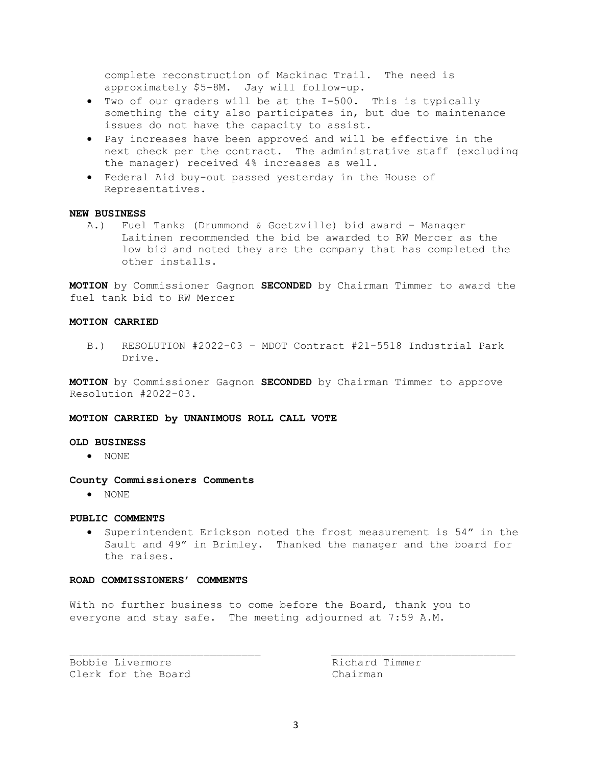complete reconstruction of Mackinac Trail. The need is approximately $5-8M. Jay will follow-up.

- Two of our graders will be at the I-500. This is typically something the city also participates in, but due to maintenance issues do not have the capacity to assist.
- Pay increases have been approved and will be effective in the next check per the contract. The administrative staff (excluding the manager) received 4% increases as well.
- Federal Aid buy-out passed yesterday in the House of Representatives.

**NEW BUSINESS**

A.) Fuel Tanks (Drummond & Goetzville) bid award – Manager Laitinen recommended the bid be awarded to RW Mercer as the low bid and noted they are the company that has completed the other installs.

**MOTION** by Commissioner Gagnon **SECONDED** by Chairman Timmer to award the fuel tank bid to RW Mercer

**MOTION CARRIED**

B.) RESOLUTION #2022-03 – MDOT Contract #21-5518 Industrial Park Drive.

**MOTION** by Commissioner Gagnon **SECONDED** by Chairman Timmer to approve Resolution #2022-03.

**MOTION CARRIED by UNANIMOUS ROLL CALL VOTE**

**OLD BUSINESS**

- NONE

**County Commissioners Comments**

- NONE

**PUBLIC COMMENTS**

- Superintendent Erickson noted the frost measurement is 54" in the Sault and 49" in Brimley. Thanked the manager and the board for the raises.

**ROAD COMMISSIONERS' COMMENTS**

With no further business to come before the Board, thank you to everyone and stay safe. The meeting adjourned at 7:59 A.M.

______________________________
Bobbie Livermore
Clerk for the Board

______________________________
Richard Timmer
Chairman